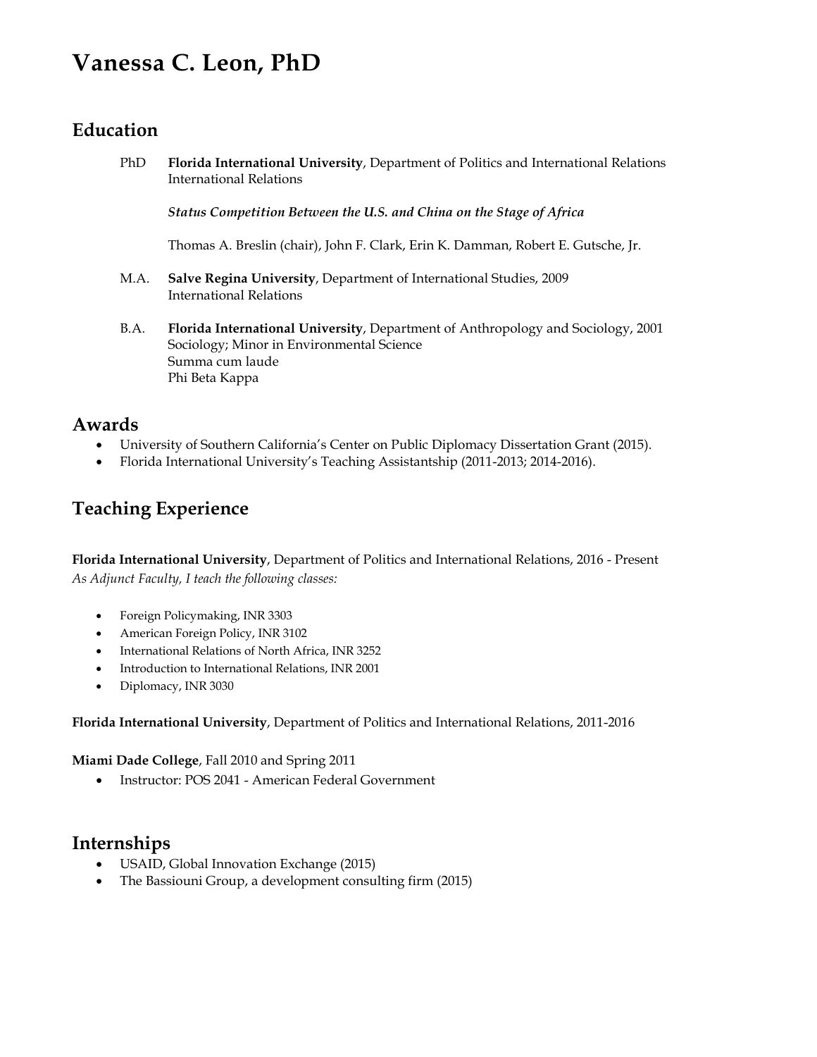# Vanessa C. Leon, PhD

## Education

PhD **Florida International University**, Department of Politics and International Relations
International Relations

***Status Competition Between the U.S. and China on the Stage of Africa***

Thomas A. Breslin (chair), John F. Clark, Erin K. Damman, Robert E. Gutsche, Jr.

M.A. **Salve Regina University**, Department of International Studies, 2009
International Relations

B.A. **Florida International University**, Department of Anthropology and Sociology, 2001
Sociology; Minor in Environmental Science
Summa cum laude
Phi Beta Kappa

## Awards

- University of Southern California's Center on Public Diplomacy Dissertation Grant (2015).
- Florida International University's Teaching Assistantship (2011-2013; 2014-2016).

## Teaching Experience

**Florida International University**, Department of Politics and International Relations, 2016 - Present
*As Adjunct Faculty, I teach the following classes:*

- Foreign Policymaking, INR 3303
- American Foreign Policy, INR 3102
- International Relations of North Africa, INR 3252
- Introduction to International Relations, INR 2001
- Diplomacy, INR 3030

**Florida International University**, Department of Politics and International Relations, 2011-2016

**Miami Dade College**, Fall 2010 and Spring 2011

- Instructor: POS 2041 - American Federal Government

## Internships

- USAID, Global Innovation Exchange (2015)
- The Bassiouni Group, a development consulting firm (2015)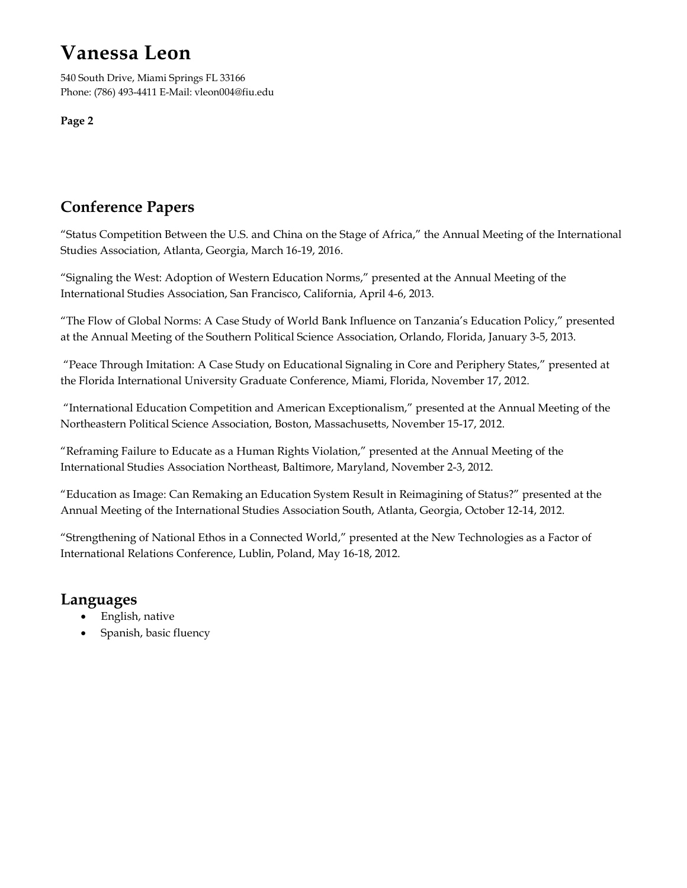# Vanessa Leon

540 South Drive, Miami Springs FL 33166
Phone: (786) 493-4411 E-Mail: vleon004@fiu.edu

**Page 2**

## Conference Papers

“Status Competition Between the U.S. and China on the Stage of Africa,” the Annual Meeting of the International Studies Association, Atlanta, Georgia, March 16-19, 2016.

“Signaling the West: Adoption of Western Education Norms,” presented at the Annual Meeting of the International Studies Association, San Francisco, California, April 4-6, 2013.

“The Flow of Global Norms: A Case Study of World Bank Influence on Tanzania’s Education Policy,” presented at the Annual Meeting of the Southern Political Science Association, Orlando, Florida, January 3-5, 2013.

“Peace Through Imitation: A Case Study on Educational Signaling in Core and Periphery States,” presented at the Florida International University Graduate Conference, Miami, Florida, November 17, 2012.

“International Education Competition and American Exceptionalism,” presented at the Annual Meeting of the Northeastern Political Science Association, Boston, Massachusetts, November 15-17, 2012.

“Reframing Failure to Educate as a Human Rights Violation,” presented at the Annual Meeting of the International Studies Association Northeast, Baltimore, Maryland, November 2-3, 2012.

“Education as Image: Can Remaking an Education System Result in Reimagining of Status?” presented at the Annual Meeting of the International Studies Association South, Atlanta, Georgia, October 12-14, 2012.

“Strengthening of National Ethos in a Connected World,” presented at the New Technologies as a Factor of International Relations Conference, Lublin, Poland, May 16-18, 2012.

## Languages

- English, native
- Spanish, basic fluency